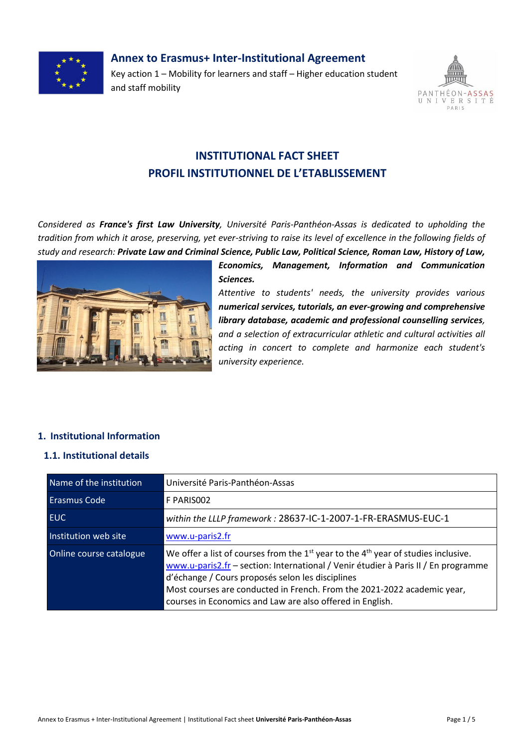**Annex to Erasmus+ Inter-Institutional Agreement**

Key action 1 – Mobility for learners and staff – Higher education student and staff mobility

# INSTITUTIONAL FACT SHEET
# PROFIL INSTITUTIONNEL DE L'ETABLISSEMENT

*Considered as **France's first Law University**, Université Paris-Panthéon-Assas is dedicated to upholding the tradition from which it arose, preserving, yet ever-striving to raise its level of excellence in the following fields of study and research: **Private Law and Criminal Science, Public Law, Political Science, Roman Law, History of Law, Economics, Management, Information and Communication Sciences.***

*Attentive to students' needs, the university provides various **numerical services, tutorials, an ever-growing and comprehensive library database, academic and professional counselling services**, and a selection of extracurricular athletic and cultural activities all acting in concert to complete and harmonize each student's university experience.*

## 1. Institutional Information

### 1.1. Institutional details

| | |
|---|---|
| Name of the institution | Université Paris-Panthéon-Assas |
| Erasmus Code | F PARIS002 |
| EUC | *within the LLLP framework :* 28637-IC-1-2007-1-FR-ERASMUS-EUC-1 |
| Institution web site | www.u-paris2.fr |
| Online course catalogue | We offer a list of courses from the 1st year to the 4th year of studies inclusive. www.u-paris2.fr – section: International / Venir étudier à Paris II / En programme d'échange / Cours proposés selon les disciplines<br>Most courses are conducted in French. From the 2021-2022 academic year, courses in Economics and Law are also offered in English. |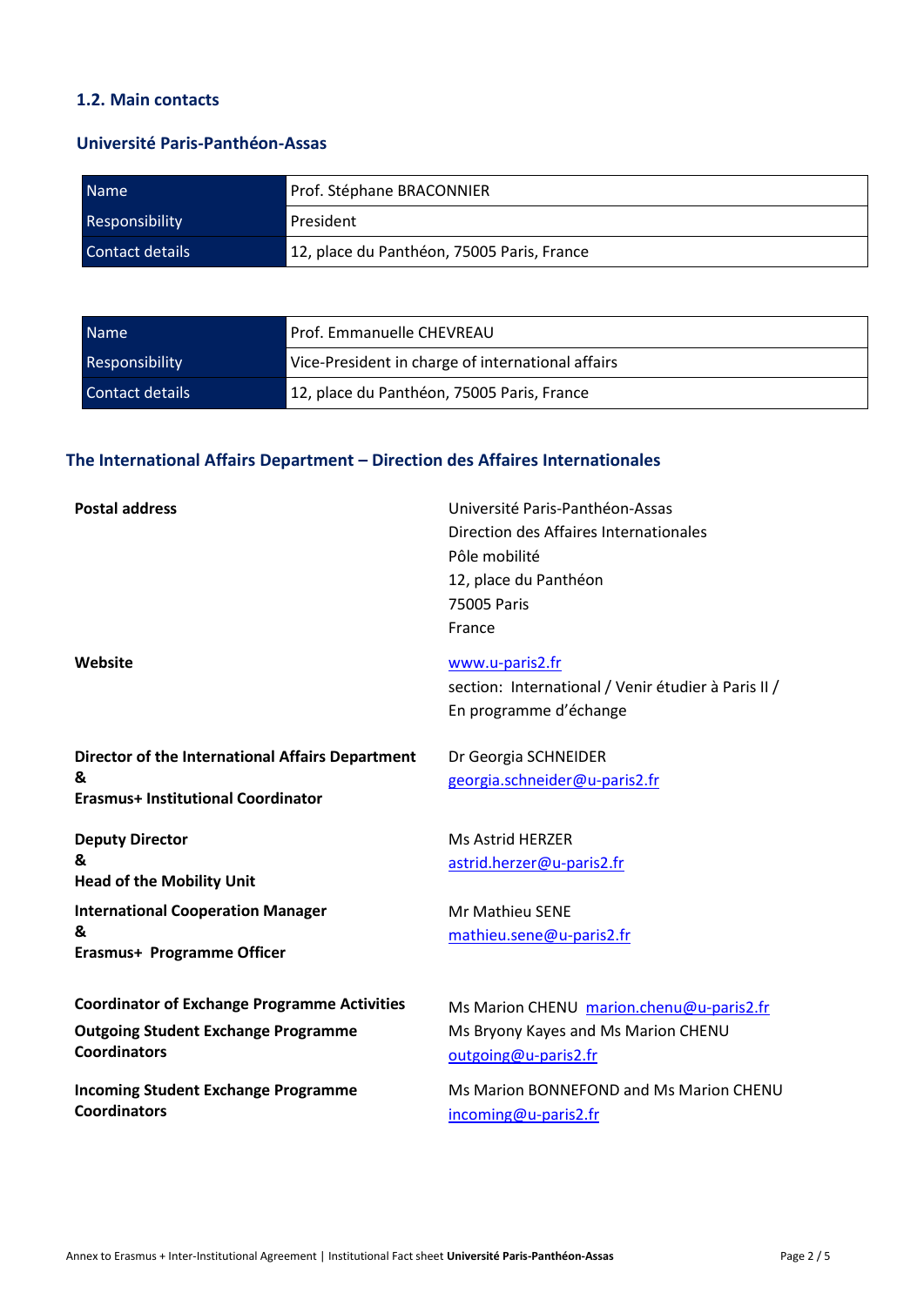## 1.2. Main contacts

### Université Paris-Panthéon-Assas

| Name | Prof. Stéphane BRACONNIER |
|---|---|
| Responsibility | President |
| Contact details | 12, place du Panthéon, 75005 Paris, France |

| Name | Prof. Emmanuelle CHEVREAU |
|---|---|
| Responsibility | Vice-President in charge of international affairs |
| Contact details | 12, place du Panthéon, 75005 Paris, France |

### The International Affairs Department – Direction des Affaires Internationales

**Postal address**

Université Paris-Panthéon-Assas
Direction des Affaires Internationales
Pôle mobilité
12, place du Panthéon
75005 Paris
France

**Website**

www.u-paris2.fr
section: International / Venir étudier à Paris II / En programme d'échange

**Director of the International Affairs Department & Erasmus+ Institutional Coordinator**

Dr Georgia SCHNEIDER
georgia.schneider@u-paris2.fr

**Deputy Director & Head of the Mobility Unit**

Ms Astrid HERZER
astrid.herzer@u-paris2.fr

**International Cooperation Manager & Erasmus+ Programme Officer**

Mr Mathieu SENE
mathieu.sene@u-paris2.fr

**Coordinator of Exchange Programme Activities**

Ms Marion CHENU marion.chenu@u-paris2.fr

**Outgoing Student Exchange Programme Coordinators**

Ms Bryony Kayes and Ms Marion CHENU
outgoing@u-paris2.fr

**Incoming Student Exchange Programme Coordinators**

Ms Marion BONNEFOND and Ms Marion CHENU
incoming@u-paris2.fr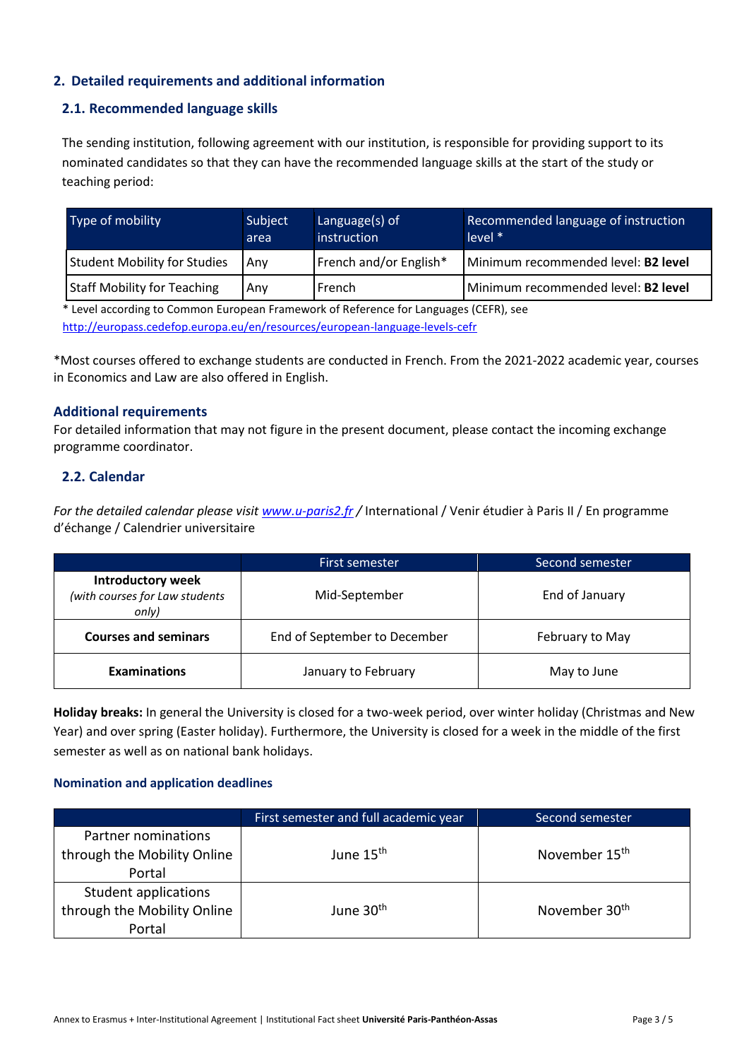## 2. Detailed requirements and additional information

### 2.1. Recommended language skills

The sending institution, following agreement with our institution, is responsible for providing support to its nominated candidates so that they can have the recommended language skills at the start of the study or teaching period:

| Type of mobility | Subject area | Language(s) of instruction | Recommended language of instruction level * |
|---|---|---|---|
| Student Mobility for Studies | Any | French and/or English* | Minimum recommended level: **B2 level** |
| Staff Mobility for Teaching | Any | French | Minimum recommended level: **B2 level** |

\* Level according to Common European Framework of Reference for Languages (CEFR), see [http://europass.cedefop.europa.eu/en/resources/european-language-levels-cefr](http://europass.cedefop.europa.eu/en/resources/european-language-levels-cefr)

*Most courses offered to exchange students are conducted in French. From the 2021-2022 academic year, courses in Economics and Law are also offered in English.

### Additional requirements

For detailed information that may not figure in the present document, please contact the incoming exchange programme coordinator.

### 2.2. Calendar

*For the detailed calendar please visit [www.u-paris2.fr](www.u-paris2.fr) /* International / Venir étudier à Paris II / En programme d'échange / Calendrier universitaire

| | First semester | Second semester |
|---|---|---|
| **Introductory week** *(with courses for Law students only)* | Mid-September | End of January |
| **Courses and seminars** | End of September to December | February to May |
| **Examinations** | January to February | May to June |

**Holiday breaks:** In general the University is closed for a two-week period, over winter holiday (Christmas and New Year) and over spring (Easter holiday). Furthermore, the University is closed for a week in the middle of the first semester as well as on national bank holidays.

#### Nomination and application deadlines

| | First semester and full academic year | Second semester |
|---|---|---|
| Partner nominations through the Mobility Online Portal | June 15th | November 15th |
| Student applications through the Mobility Online Portal | June 30th | November 30th |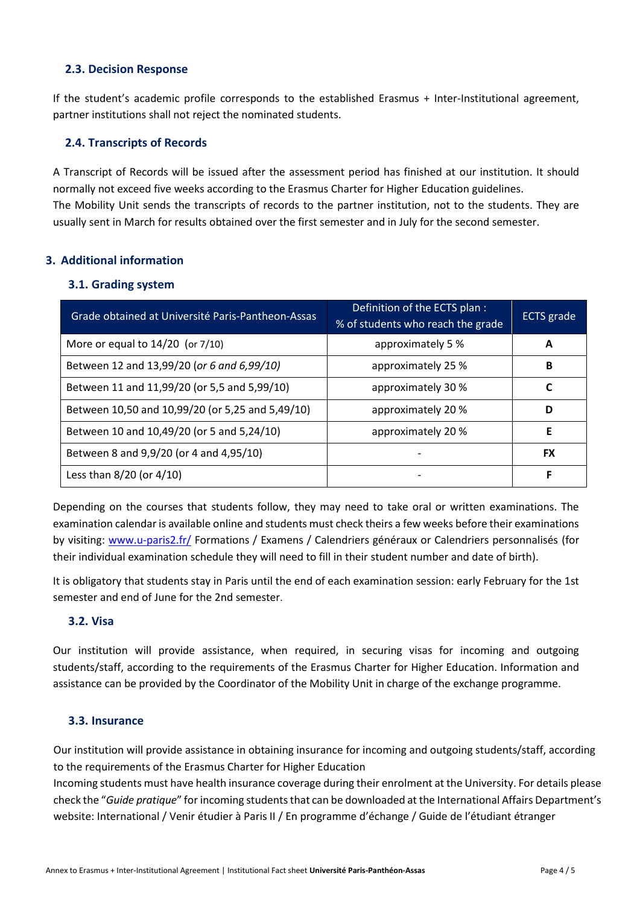### 2.3. Decision Response

If the student's academic profile corresponds to the established Erasmus + Inter-Institutional agreement, partner institutions shall not reject the nominated students.

### 2.4. Transcripts of Records

A Transcript of Records will be issued after the assessment period has finished at our institution. It should normally not exceed five weeks according to the Erasmus Charter for Higher Education guidelines.
The Mobility Unit sends the transcripts of records to the partner institution, not to the students. They are usually sent in March for results obtained over the first semester and in July for the second semester.

## 3. Additional information

### 3.1. Grading system

| Grade obtained at Université Paris-Pantheon-Assas | Definition of the ECTS plan : % of students who reach the grade | ECTS grade |
|---|---|---|
| More or equal to 14/20 (or 7/10) | approximately 5 % | **A** |
| Between 12 and 13,99/20 (*or 6 and 6,99/10)* | approximately 25 % | **B** |
| Between 11 and 11,99/20 (or 5,5 and 5,99/10) | approximately 30 % | **C** |
| Between 10,50 and 10,99/20 (or 5,25 and 5,49/10) | approximately 20 % | **D** |
| Between 10 and 10,49/20 (or 5 and 5,24/10) | approximately 20 % | **E** |
| Between 8 and 9,9/20 (or 4 and 4,95/10) | - | **FX** |
| Less than 8/20 (or 4/10) | - | **F** |

Depending on the courses that students follow, they may need to take oral or written examinations. The examination calendar is available online and students must check theirs a few weeks before their examinations by visiting: www.u-paris2.fr/ Formations / Examens / Calendriers généraux or Calendriers personnalisés (for their individual examination schedule they will need to fill in their student number and date of birth).

It is obligatory that students stay in Paris until the end of each examination session: early February for the 1st semester and end of June for the 2nd semester.

### 3.2. Visa

Our institution will provide assistance, when required, in securing visas for incoming and outgoing students/staff, according to the requirements of the Erasmus Charter for Higher Education. Information and assistance can be provided by the Coordinator of the Mobility Unit in charge of the exchange programme.

### 3.3. Insurance

Our institution will provide assistance in obtaining insurance for incoming and outgoing students/staff, according to the requirements of the Erasmus Charter for Higher Education
Incoming students must have health insurance coverage during their enrolment at the University. For details please check the "*Guide pratique*" for incoming students that can be downloaded at the International Affairs Department's website: International / Venir étudier à Paris II / En programme d'échange / Guide de l'étudiant étranger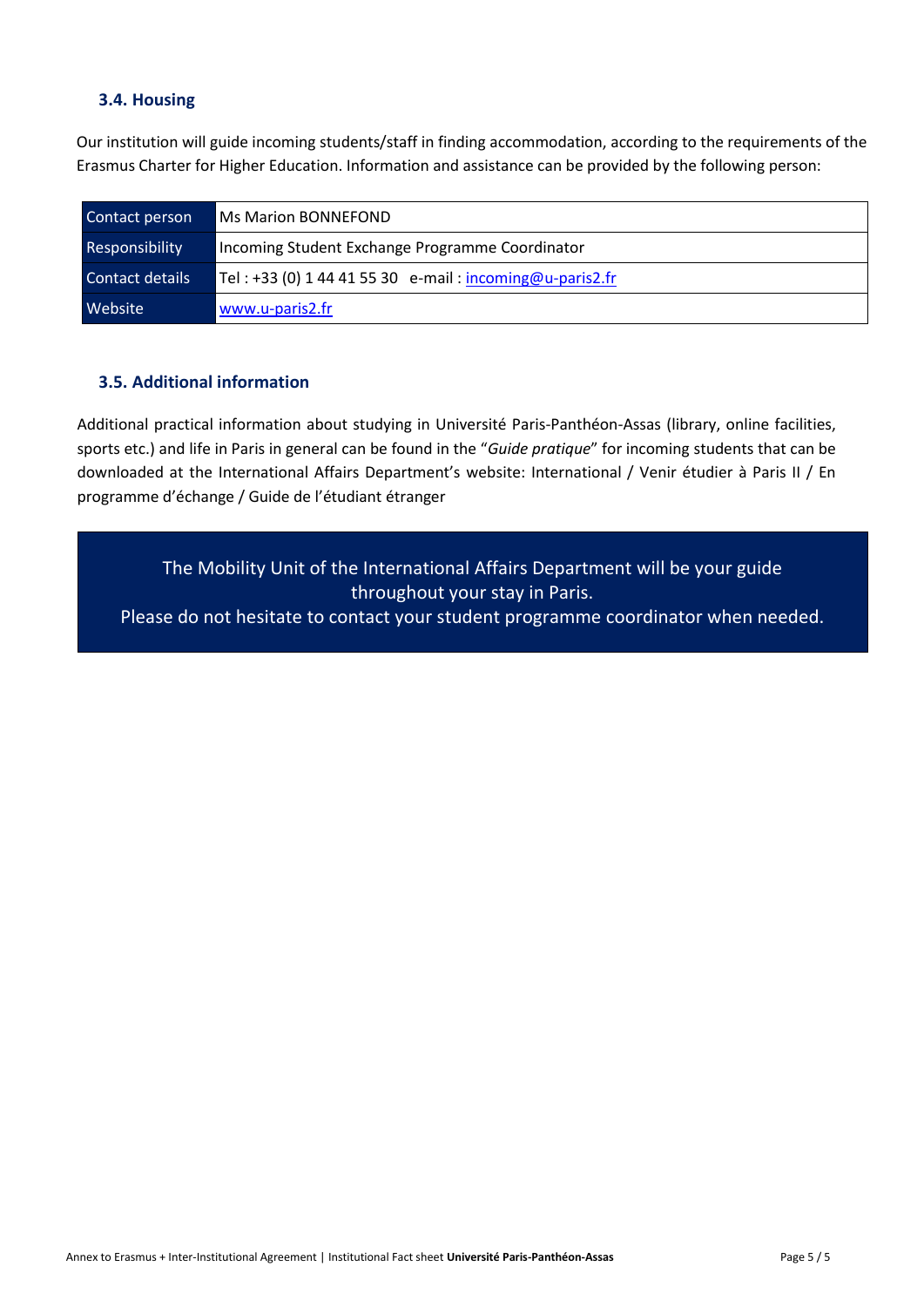### 3.4. Housing

Our institution will guide incoming students/staff in finding accommodation, according to the requirements of the Erasmus Charter for Higher Education. Information and assistance can be provided by the following person:

| | |
|---|---|
| Contact person | Ms Marion BONNEFOND |
| Responsibility | Incoming Student Exchange Programme Coordinator |
| Contact details | Tel : +33 (0) 1 44 41 55 30 e-mail : incoming@u-paris2.fr |
| Website | www.u-paris2.fr |

### 3.5. Additional information

Additional practical information about studying in Université Paris-Panthéon-Assas (library, online facilities, sports etc.) and life in Paris in general can be found in the "*Guide pratique*" for incoming students that can be downloaded at the International Affairs Department's website: International / Venir étudier à Paris II / En programme d'échange / Guide de l'étudiant étranger

The Mobility Unit of the International Affairs Department will be your guide throughout your stay in Paris.
Please do not hesitate to contact your student programme coordinator when needed.